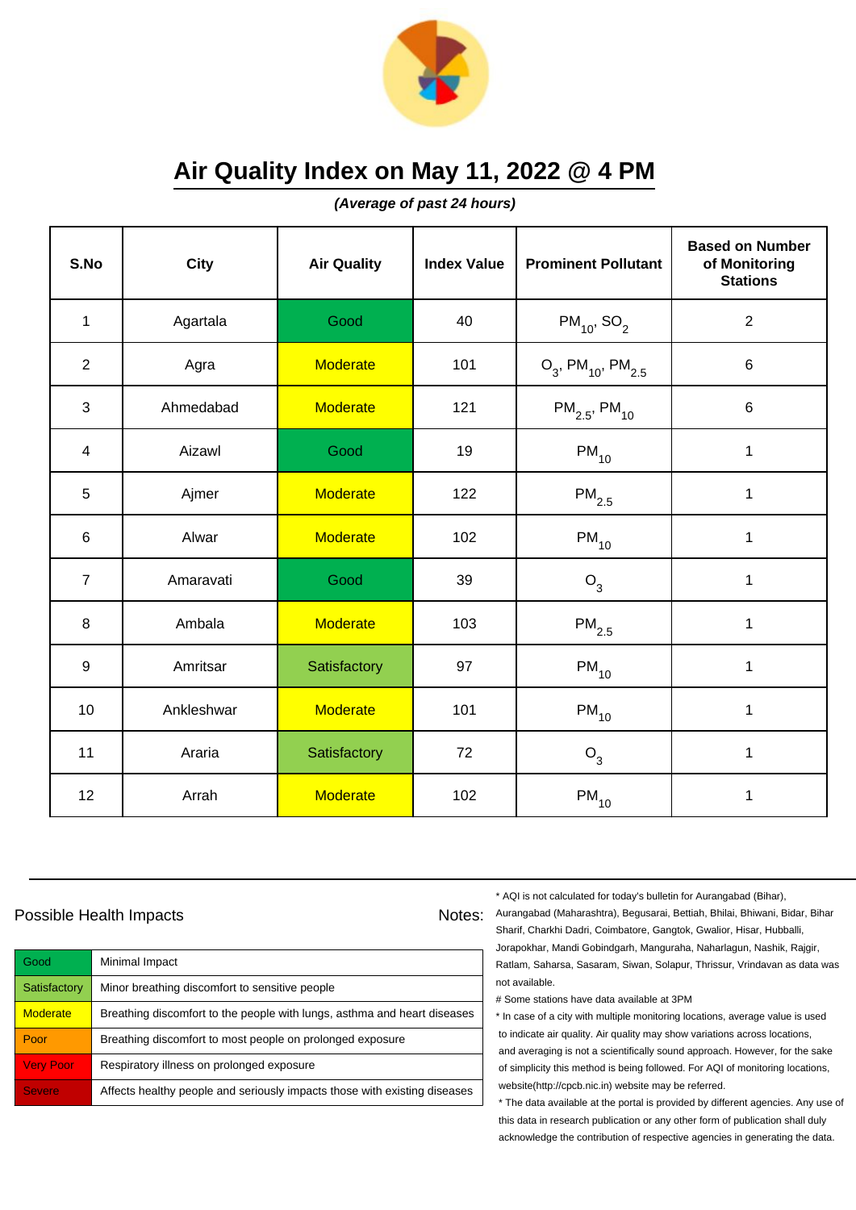# Air Quality Index on May 11, 2022 @ 4 PM

***(Average of past 24 hours)***

| S.No | City | Air Quality | Index Value | Prominent Pollutant | Based on Number of Monitoring Stations |
|---|---|---|---|---|---|
| 1 | Agartala | Good | 40 | $PM_{10}$, $SO_2$ | 2 |
| 2 | Agra | Moderate | 101 | $O_3$, $PM_{10}$, $PM_{2.5}$ | 6 |
| 3 | Ahmedabad | Moderate | 121 | $PM_{2.5}$, $PM_{10}$ | 6 |
| 4 | Aizawl | Good | 19 | $PM_{10}$ | 1 |
| 5 | Ajmer | Moderate | 122 | $PM_{2.5}$ | 1 |
| 6 | Alwar | Moderate | 102 | $PM_{10}$ | 1 |
| 7 | Amaravati | Good | 39 | $O_3$ | 1 |
| 8 | Ambala | Moderate | 103 | $PM_{2.5}$ | 1 |
| 9 | Amritsar | Satisfactory | 97 | $PM_{10}$ | 1 |
| 10 | Ankleshwar | Moderate | 101 | $PM_{10}$ | 1 |
| 11 | Araria | Satisfactory | 72 | $O_3$ | 1 |
| 12 | Arrah | Moderate | 102 | $PM_{10}$ | 1 |

## Possible Health Impacts

| | |
|---|---|
| Good | Minimal Impact |
| Satisfactory | Minor breathing discomfort to sensitive people |
| Moderate | Breathing discomfort to the people with lungs, asthma and heart diseases |
| Poor | Breathing discomfort to most people on prolonged exposure |
| Very Poor | Respiratory illness on prolonged exposure |
| Severe | Affects healthy people and seriously impacts those with existing diseases |

## Notes:

* AQI is not calculated for today's bulletin for Aurangabad (Bihar), Aurangabad (Maharashtra), Begusarai, Bettiah, Bhilai, Bhiwani, Bidar, Bihar Sharif, Charkhi Dadri, Coimbatore, Gangtok, Gwalior, Hisar, Hubballi, Jorapokhar, Mandi Gobindgarh, Manguraha, Naharlagun, Nashik, Rajgir, Ratlam, Saharsa, Sasaram, Siwan, Solapur, Thrissur, Vrindavan as data was not available.

# Some stations have data available at 3PM

* In case of a city with multiple monitoring locations, average value is used to indicate air quality. Air quality may show variations across locations, and averaging is not a scientifically sound approach. However, for the sake of simplicity this method is being followed. For AQI of monitoring locations, website(http://cpcb.nic.in) website may be referred.

* The data available at the portal is provided by different agencies. Any use of this data in research publication or any other form of publication shall duly acknowledge the contribution of respective agencies in generating the data.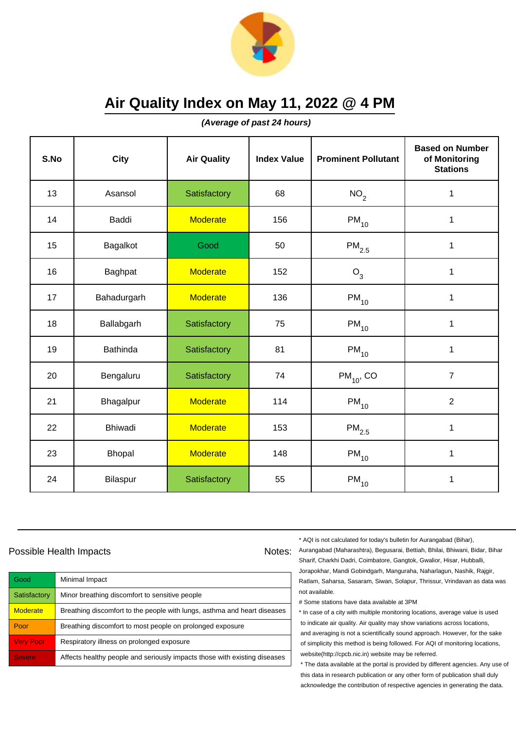# Air Quality Index on May 11, 2022 @ 4 PM

***(Average of past 24 hours)***

| S.No | City | Air Quality | Index Value | Prominent Pollutant | Based on Number of Monitoring Stations |
|---|---|---|---|---|---|
| 13 | Asansol | Satisfactory | 68 | $NO_2$ | 1 |
| 14 | Baddi | Moderate | 156 | $PM_{10}$ | 1 |
| 15 | Bagalkot | Good | 50 | $PM_{2.5}$ | 1 |
| 16 | Baghpat | Moderate | 152 | $O_3$ | 1 |
| 17 | Bahadurgarh | Moderate | 136 | $PM_{10}$ | 1 |
| 18 | Ballabgarh | Satisfactory | 75 | $PM_{10}$ | 1 |
| 19 | Bathinda | Satisfactory | 81 | $PM_{10}$ | 1 |
| 20 | Bengaluru | Satisfactory | 74 | $PM_{10}$, CO | 7 |
| 21 | Bhagalpur | Moderate | 114 | $PM_{10}$ | 2 |
| 22 | Bhiwadi | Moderate | 153 | $PM_{2.5}$ | 1 |
| 23 | Bhopal | Moderate | 148 | $PM_{10}$ | 1 |
| 24 | Bilaspur | Satisfactory | 55 | $PM_{10}$ | 1 |

## Possible Health Impacts

| Category | Impact |
|---|---|
| Good | Minimal Impact |
| Satisfactory | Minor breathing discomfort to sensitive people |
| Moderate | Breathing discomfort to the people with lungs, asthma and heart diseases |
| Poor | Breathing discomfort to most people on prolonged exposure |
| Very Poor | Respiratory illness on prolonged exposure |
| Severe | Affects healthy people and seriously impacts those with existing diseases |

## Notes:

* AQI is not calculated for today's bulletin for Aurangabad (Bihar), Aurangabad (Maharashtra), Begusarai, Bettiah, Bhilai, Bhiwani, Bidar, Bihar Sharif, Charkhi Dadri, Coimbatore, Gangtok, Gwalior, Hisar, Hubballi, Jorapokhar, Mandi Gobindgarh, Manguraha, Naharlagun, Nashik, Rajgir, Ratlam, Saharsa, Sasaram, Siwan, Solapur, Thrissur, Vrindavan as data was not available.

# Some stations have data available at 3PM

* In case of a city with multiple monitoring locations, average value is used to indicate air quality. Air quality may show variations across locations, and averaging is not a scientifically sound approach. However, for the sake of simplicity this method is being followed. For AQI of monitoring locations, website(http://cpcb.nic.in) website may be referred.

* The data available at the portal is provided by different agencies. Any use of this data in research publication or any other form of publication shall duly acknowledge the contribution of respective agencies in generating the data.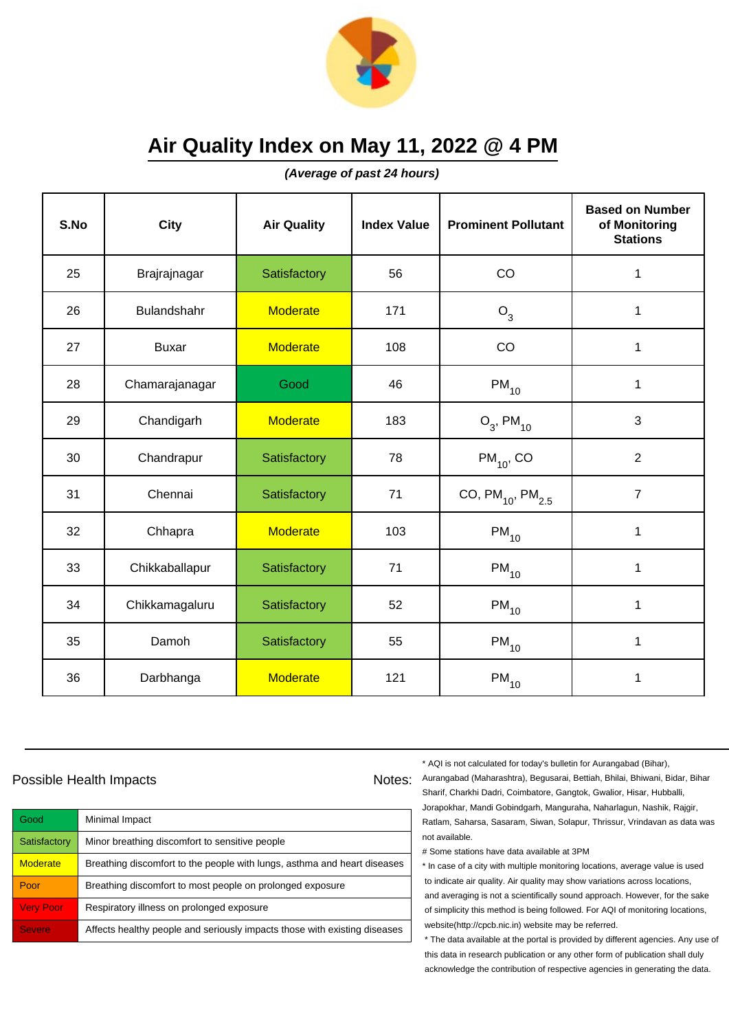# Air Quality Index on May 11, 2022 @ 4 PM

***(Average of past 24 hours)***

| S.No | City | Air Quality | Index Value | Prominent Pollutant | Based on Number of Monitoring Stations |
|---|---|---|---|---|---|
| 25 | Brajrajnagar | Satisfactory | 56 | CO | 1 |
| 26 | Bulandshahr | Moderate | 171 | $O_3$ | 1 |
| 27 | Buxar | Moderate | 108 | CO | 1 |
| 28 | Chamarajanagar | Good | 46 | $PM_{10}$ | 1 |
| 29 | Chandigarh | Moderate | 183 | $O_3$, $PM_{10}$ | 3 |
| 30 | Chandrapur | Satisfactory | 78 | $PM_{10}$, CO | 2 |
| 31 | Chennai | Satisfactory | 71 | CO, $PM_{10}$, $PM_{2.5}$ | 7 |
| 32 | Chhapra | Moderate | 103 | $PM_{10}$ | 1 |
| 33 | Chikkaballapur | Satisfactory | 71 | $PM_{10}$ | 1 |
| 34 | Chikkamagaluru | Satisfactory | 52 | $PM_{10}$ | 1 |
| 35 | Damoh | Satisfactory | 55 | $PM_{10}$ | 1 |
| 36 | Darbhanga | Moderate | 121 | $PM_{10}$ | 1 |

Possible Health Impacts

| | |
|---|---|
| Good | Minimal Impact |
| Satisfactory | Minor breathing discomfort to sensitive people |
| Moderate | Breathing discomfort to the people with lungs, asthma and heart diseases |
| Poor | Breathing discomfort to most people on prolonged exposure |
| Very Poor | Respiratory illness on prolonged exposure |
| Severe | Affects healthy people and seriously impacts those with existing diseases |

Notes:

* AQI is not calculated for today's bulletin for Aurangabad (Bihar), Aurangabad (Maharashtra), Begusarai, Bettiah, Bhilai, Bhiwani, Bidar, Bihar Sharif, Charkhi Dadri, Coimbatore, Gangtok, Gwalior, Hisar, Hubballi, Jorapokhar, Mandi Gobindgarh, Manguraha, Naharlagun, Nashik, Rajgir, Ratlam, Saharsa, Sasaram, Siwan, Solapur, Thrissur, Vrindavan as data was not available.

# Some stations have data available at 3PM

* In case of a city with multiple monitoring locations, average value is used to indicate air quality. Air quality may show variations across locations, and averaging is not a scientifically sound approach. However, for the sake of simplicity this method is being followed. For AQI of monitoring locations, website(http://cpcb.nic.in) website may be referred.

* The data available at the portal is provided by different agencies. Any use of this data in research publication or any other form of publication shall duly acknowledge the contribution of respective agencies in generating the data.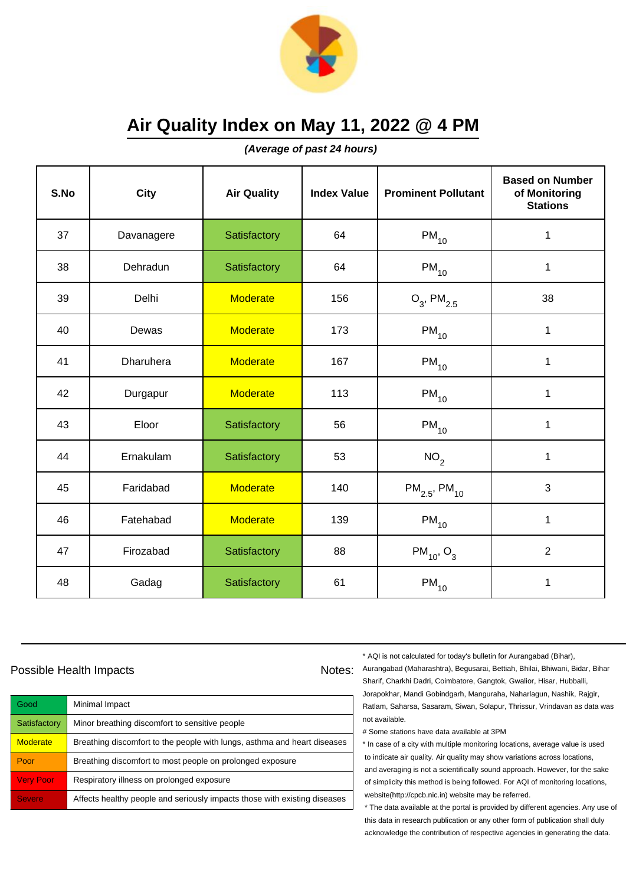# Air Quality Index on May 11, 2022 @ 4 PM

***(Average of past 24 hours)***

| S.No | City | Air Quality | Index Value | Prominent Pollutant | Based on Number of Monitoring Stations |
|---|---|---|---|---|---|
| 37 | Davanagere | Satisfactory | 64 | $PM_{10}$ | 1 |
| 38 | Dehradun | Satisfactory | 64 | $PM_{10}$ | 1 |
| 39 | Delhi | Moderate | 156 | $O_3$, $PM_{2.5}$ | 38 |
| 40 | Dewas | Moderate | 173 | $PM_{10}$ | 1 |
| 41 | Dharuhera | Moderate | 167 | $PM_{10}$ | 1 |
| 42 | Durgapur | Moderate | 113 | $PM_{10}$ | 1 |
| 43 | Eloor | Satisfactory | 56 | $PM_{10}$ | 1 |
| 44 | Ernakulam | Satisfactory | 53 | $NO_2$ | 1 |
| 45 | Faridabad | Moderate | 140 | $PM_{2.5}$, $PM_{10}$ | 3 |
| 46 | Fatehabad | Moderate | 139 | $PM_{10}$ | 1 |
| 47 | Firozabad | Satisfactory | 88 | $PM_{10}$, $O_3$ | 2 |
| 48 | Gadag | Satisfactory | 61 | $PM_{10}$ | 1 |

Possible Health Impacts

| | |
|---|---|
| Good | Minimal Impact |
| Satisfactory | Minor breathing discomfort to sensitive people |
| Moderate | Breathing discomfort to the people with lungs, asthma and heart diseases |
| Poor | Breathing discomfort to most people on prolonged exposure |
| Very Poor | Respiratory illness on prolonged exposure |
| Severe | Affects healthy people and seriously impacts those with existing diseases |

Notes:

* AQI is not calculated for today's bulletin for Aurangabad (Bihar), Aurangabad (Maharashtra), Begusarai, Bettiah, Bhilai, Bhiwani, Bidar, Bihar Sharif, Charkhi Dadri, Coimbatore, Gangtok, Gwalior, Hisar, Hubballi, Jorapokhar, Mandi Gobindgarh, Manguraha, Naharlagun, Nashik, Rajgir, Ratlam, Saharsa, Sasaram, Siwan, Solapur, Thrissur, Vrindavan as data was not available.

# Some stations have data available at 3PM

* In case of a city with multiple monitoring locations, average value is used to indicate air quality. Air quality may show variations across locations, and averaging is not a scientifically sound approach. However, for the sake of simplicity this method is being followed. For AQI of monitoring locations, website(http://cpcb.nic.in) website may be referred.

* The data available at the portal is provided by different agencies. Any use of this data in research publication or any other form of publication shall duly acknowledge the contribution of respective agencies in generating the data.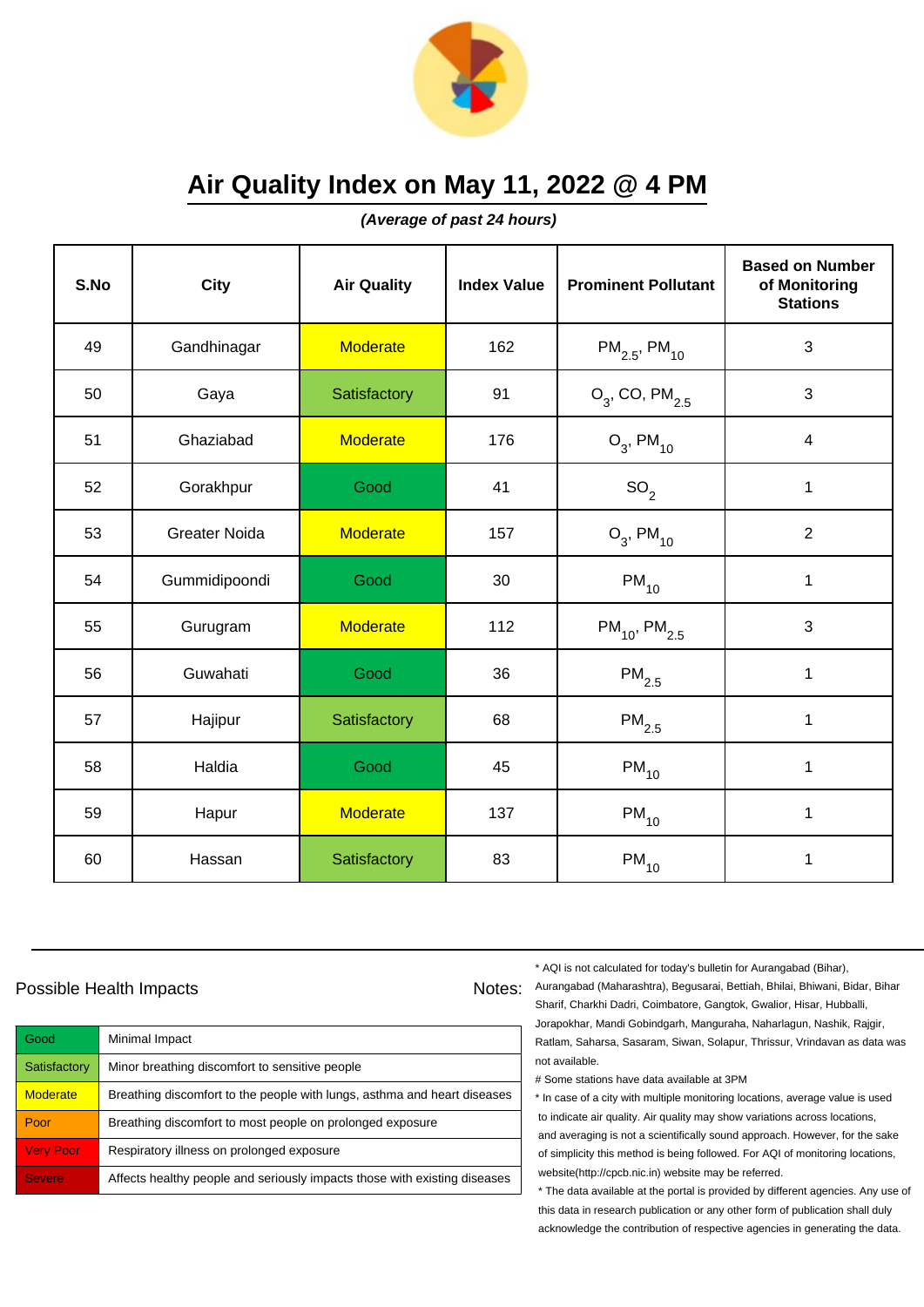# Air Quality Index on May 11, 2022 @ 4 PM

***(Average of past 24 hours)***

| S.No | City | Air Quality | Index Value | Prominent Pollutant | Based on Number of Monitoring Stations |
|---|---|---|---|---|---|
| 49 | Gandhinagar | Moderate | 162 | $PM_{2.5}$, $PM_{10}$ | 3 |
| 50 | Gaya | Satisfactory | 91 | $O_3$, CO, $PM_{2.5}$ | 3 |
| 51 | Ghaziabad | Moderate | 176 | $O_3$, $PM_{10}$ | 4 |
| 52 | Gorakhpur | Good | 41 | $SO_2$ | 1 |
| 53 | Greater Noida | Moderate | 157 | $O_3$, $PM_{10}$ | 2 |
| 54 | Gummidipoondi | Good | 30 | $PM_{10}$ | 1 |
| 55 | Gurugram | Moderate | 112 | $PM_{10}$, $PM_{2.5}$ | 3 |
| 56 | Guwahati | Good | 36 | $PM_{2.5}$ | 1 |
| 57 | Hajipur | Satisfactory | 68 | $PM_{2.5}$ | 1 |
| 58 | Haldia | Good | 45 | $PM_{10}$ | 1 |
| 59 | Hapur | Moderate | 137 | $PM_{10}$ | 1 |
| 60 | Hassan | Satisfactory | 83 | $PM_{10}$ | 1 |

Possible Health Impacts

| Good | Minimal Impact |
|---|---|
| Satisfactory | Minor breathing discomfort to sensitive people |
| Moderate | Breathing discomfort to the people with lungs, asthma and heart diseases |
| Poor | Breathing discomfort to most people on prolonged exposure |
| Very Poor | Respiratory illness on prolonged exposure |
| Severe | Affects healthy people and seriously impacts those with existing diseases |

Notes:

\* AQI is not calculated for today's bulletin for Aurangabad (Bihar), Aurangabad (Maharashtra), Begusarai, Bettiah, Bhilai, Bhiwani, Bidar, Bihar Sharif, Charkhi Dadri, Coimbatore, Gangtok, Gwalior, Hisar, Hubballi, Jorapokhar, Mandi Gobindgarh, Manguraha, Naharlagun, Nashik, Rajgir, Ratlam, Saharsa, Sasaram, Siwan, Solapur, Thrissur, Vrindavan as data was not available.

\# Some stations have data available at 3PM

\* In case of a city with multiple monitoring locations, average value is used to indicate air quality. Air quality may show variations across locations, and averaging is not a scientifically sound approach. However, for the sake of simplicity this method is being followed. For AQI of monitoring locations, website(http://cpcb.nic.in) website may be referred.

\* The data available at the portal is provided by different agencies. Any use of this data in research publication or any other form of publication shall duly acknowledge the contribution of respective agencies in generating the data.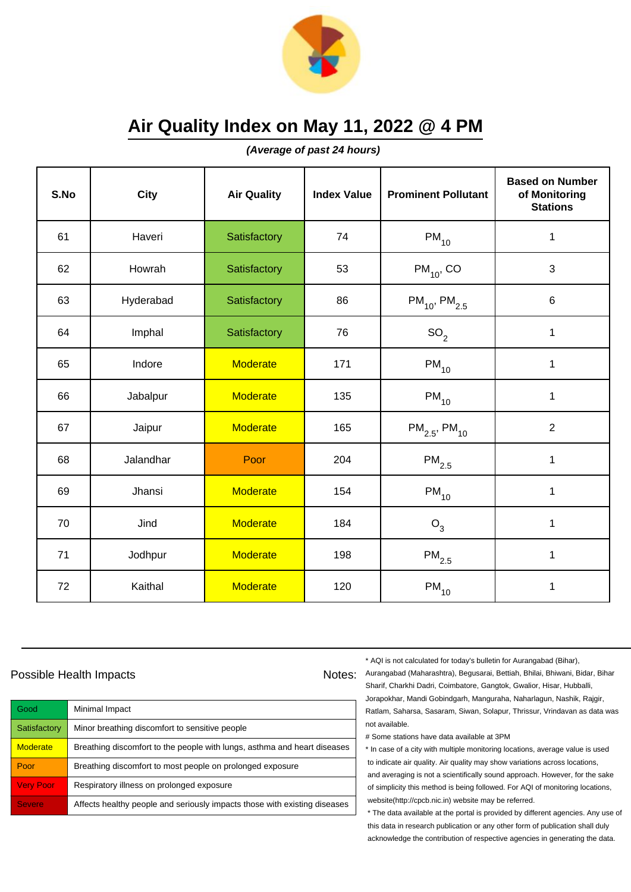# Air Quality Index on May 11, 2022 @ 4 PM

***(Average of past 24 hours)***

| S.No | City | Air Quality | Index Value | Prominent Pollutant | Based on Number of Monitoring Stations |
|---|---|---|---|---|---|
| 61 | Haveri | Satisfactory | 74 | $PM_{10}$ | 1 |
| 62 | Howrah | Satisfactory | 53 | $PM_{10}$, CO | 3 |
| 63 | Hyderabad | Satisfactory | 86 | $PM_{10}$, $PM_{2.5}$ | 6 |
| 64 | Imphal | Satisfactory | 76 | $SO_2$ | 1 |
| 65 | Indore | Moderate | 171 | $PM_{10}$ | 1 |
| 66 | Jabalpur | Moderate | 135 | $PM_{10}$ | 1 |
| 67 | Jaipur | Moderate | 165 | $PM_{2.5}$, $PM_{10}$ | 2 |
| 68 | Jalandhar | Poor | 204 | $PM_{2.5}$ | 1 |
| 69 | Jhansi | Moderate | 154 | $PM_{10}$ | 1 |
| 70 | Jind | Moderate | 184 | $O_3$ | 1 |
| 71 | Jodhpur | Moderate | 198 | $PM_{2.5}$ | 1 |
| 72 | Kaithal | Moderate | 120 | $PM_{10}$ | 1 |

## Possible Health Impacts

| | |
|---|---|
| Good | Minimal Impact |
| Satisfactory | Minor breathing discomfort to sensitive people |
| Moderate | Breathing discomfort to the people with lungs, asthma and heart diseases |
| Poor | Breathing discomfort to most people on prolonged exposure |
| Very Poor | Respiratory illness on prolonged exposure |
| Severe | Affects healthy people and seriously impacts those with existing diseases |

Notes:

* AQI is not calculated for today's bulletin for Aurangabad (Bihar), Aurangabad (Maharashtra), Begusarai, Bettiah, Bhilai, Bhiwani, Bidar, Bihar Sharif, Charkhi Dadri, Coimbatore, Gangtok, Gwalior, Hisar, Hubballi, Jorapokhar, Mandi Gobindgarh, Manguraha, Naharlagun, Nashik, Rajgir, Ratlam, Saharsa, Sasaram, Siwan, Solapur, Thrissur, Vrindavan as data was not available.

# Some stations have data available at 3PM

* In case of a city with multiple monitoring locations, average value is used to indicate air quality. Air quality may show variations across locations, and averaging is not a scientifically sound approach. However, for the sake of simplicity this method is being followed. For AQI of monitoring locations, website(http://cpcb.nic.in) website may be referred.

* The data available at the portal is provided by different agencies. Any use of this data in research publication or any other form of publication shall duly acknowledge the contribution of respective agencies in generating the data.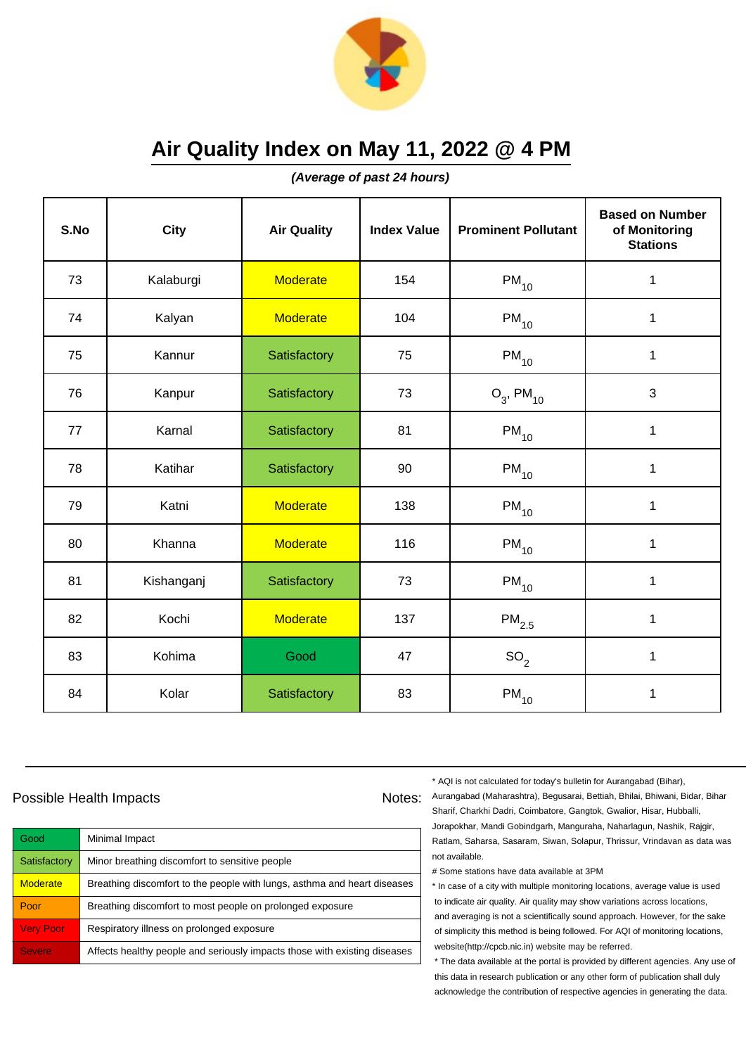# Air Quality Index on May 11, 2022 @ 4 PM

***(Average of past 24 hours)***

| S.No | City | Air Quality | Index Value | Prominent Pollutant | Based on Number of Monitoring Stations |
|---|---|---|---|---|---|
| 73 | Kalaburgi | Moderate | 154 | $PM_{10}$ | 1 |
| 74 | Kalyan | Moderate | 104 | $PM_{10}$ | 1 |
| 75 | Kannur | Satisfactory | 75 | $PM_{10}$ | 1 |
| 76 | Kanpur | Satisfactory | 73 | $O_3$, $PM_{10}$ | 3 |
| 77 | Karnal | Satisfactory | 81 | $PM_{10}$ | 1 |
| 78 | Katihar | Satisfactory | 90 | $PM_{10}$ | 1 |
| 79 | Katni | Moderate | 138 | $PM_{10}$ | 1 |
| 80 | Khanna | Moderate | 116 | $PM_{10}$ | 1 |
| 81 | Kishanganj | Satisfactory | 73 | $PM_{10}$ | 1 |
| 82 | Kochi | Moderate | 137 | $PM_{2.5}$ | 1 |
| 83 | Kohima | Good | 47 | $SO_2$ | 1 |
| 84 | Kolar | Satisfactory | 83 | $PM_{10}$ | 1 |

Possible Health Impacts

| | |
|---|---|
| Good | Minimal Impact |
| Satisfactory | Minor breathing discomfort to sensitive people |
| Moderate | Breathing discomfort to the people with lungs, asthma and heart diseases |
| Poor | Breathing discomfort to most people on prolonged exposure |
| Very Poor | Respiratory illness on prolonged exposure |
| Severe | Affects healthy people and seriously impacts those with existing diseases |

Notes:

\* AQI is not calculated for today's bulletin for Aurangabad (Bihar), Aurangabad (Maharashtra), Begusarai, Bettiah, Bhilai, Bhiwani, Bidar, Bihar Sharif, Charkhi Dadri, Coimbatore, Gangtok, Gwalior, Hisar, Hubballi, Jorapokhar, Mandi Gobindgarh, Manguraha, Naharlagun, Nashik, Rajgir, Ratlam, Saharsa, Sasaram, Siwan, Solapur, Thrissur, Vrindavan as data was not available.

# Some stations have data available at 3PM

\* In case of a city with multiple monitoring locations, average value is used to indicate air quality. Air quality may show variations across locations, and averaging is not a scientifically sound approach. However, for the sake of simplicity this method is being followed. For AQI of monitoring locations, website(http://cpcb.nic.in) website may be referred.

\* The data available at the portal is provided by different agencies. Any use of this data in research publication or any other form of publication shall duly acknowledge the contribution of respective agencies in generating the data.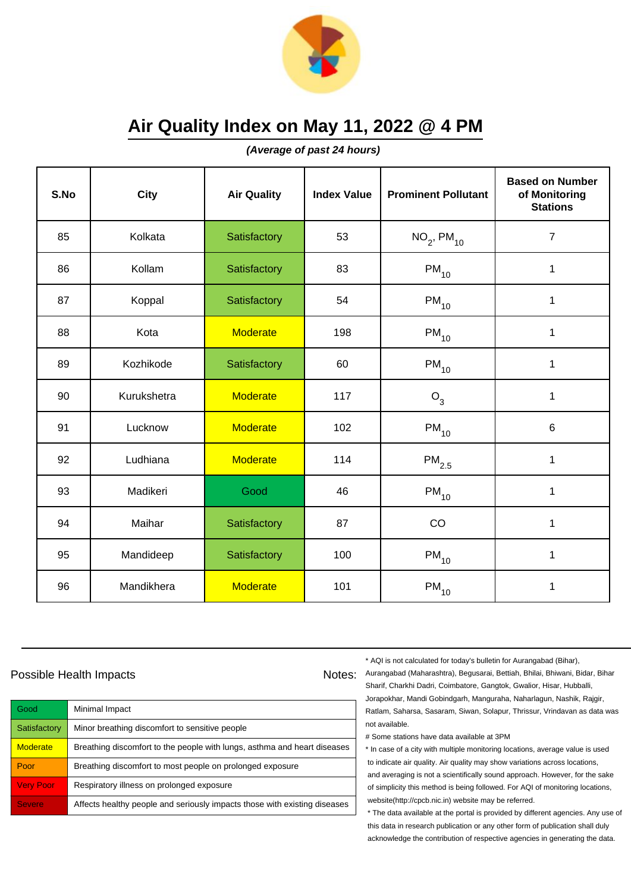# Air Quality Index on May 11, 2022 @ 4 PM

***(Average of past 24 hours)***

| S.No | City | Air Quality | Index Value | Prominent Pollutant | Based on Number of Monitoring Stations |
|---|---|---|---|---|---|
| 85 | Kolkata | Satisfactory | 53 | $NO_2$, $PM_{10}$ | 7 |
| 86 | Kollam | Satisfactory | 83 | $PM_{10}$ | 1 |
| 87 | Koppal | Satisfactory | 54 | $PM_{10}$ | 1 |
| 88 | Kota | Moderate | 198 | $PM_{10}$ | 1 |
| 89 | Kozhikode | Satisfactory | 60 | $PM_{10}$ | 1 |
| 90 | Kurukshetra | Moderate | 117 | $O_3$ | 1 |
| 91 | Lucknow | Moderate | 102 | $PM_{10}$ | 6 |
| 92 | Ludhiana | Moderate | 114 | $PM_{2.5}$ | 1 |
| 93 | Madikeri | Good | 46 | $PM_{10}$ | 1 |
| 94 | Maihar | Satisfactory | 87 | CO | 1 |
| 95 | Mandideep | Satisfactory | 100 | $PM_{10}$ | 1 |
| 96 | Mandikhera | Moderate | 101 | $PM_{10}$ | 1 |

Possible Health Impacts

| | |
|---|---|
| Good | Minimal Impact |
| Satisfactory | Minor breathing discomfort to sensitive people |
| Moderate | Breathing discomfort to the people with lungs, asthma and heart diseases |
| Poor | Breathing discomfort to most people on prolonged exposure |
| Very Poor | Respiratory illness on prolonged exposure |
| Severe | Affects healthy people and seriously impacts those with existing diseases |

Notes:

* AQI is not calculated for today's bulletin for Aurangabad (Bihar), Aurangabad (Maharashtra), Begusarai, Bettiah, Bhilai, Bhiwani, Bidar, Bihar Sharif, Charkhi Dadri, Coimbatore, Gangtok, Gwalior, Hisar, Hubballi, Jorapokhar, Mandi Gobindgarh, Manguraha, Naharlagun, Nashik, Rajgir, Ratlam, Saharsa, Sasaram, Siwan, Solapur, Thrissur, Vrindavan as data was not available.

# Some stations have data available at 3PM

* In case of a city with multiple monitoring locations, average value is used to indicate air quality. Air quality may show variations across locations, and averaging is not a scientifically sound approach. However, for the sake of simplicity this method is being followed. For AQI of monitoring locations, website(http://cpcb.nic.in) website may be referred.

* The data available at the portal is provided by different agencies. Any use of this data in research publication or any other form of publication shall duly acknowledge the contribution of respective agencies in generating the data.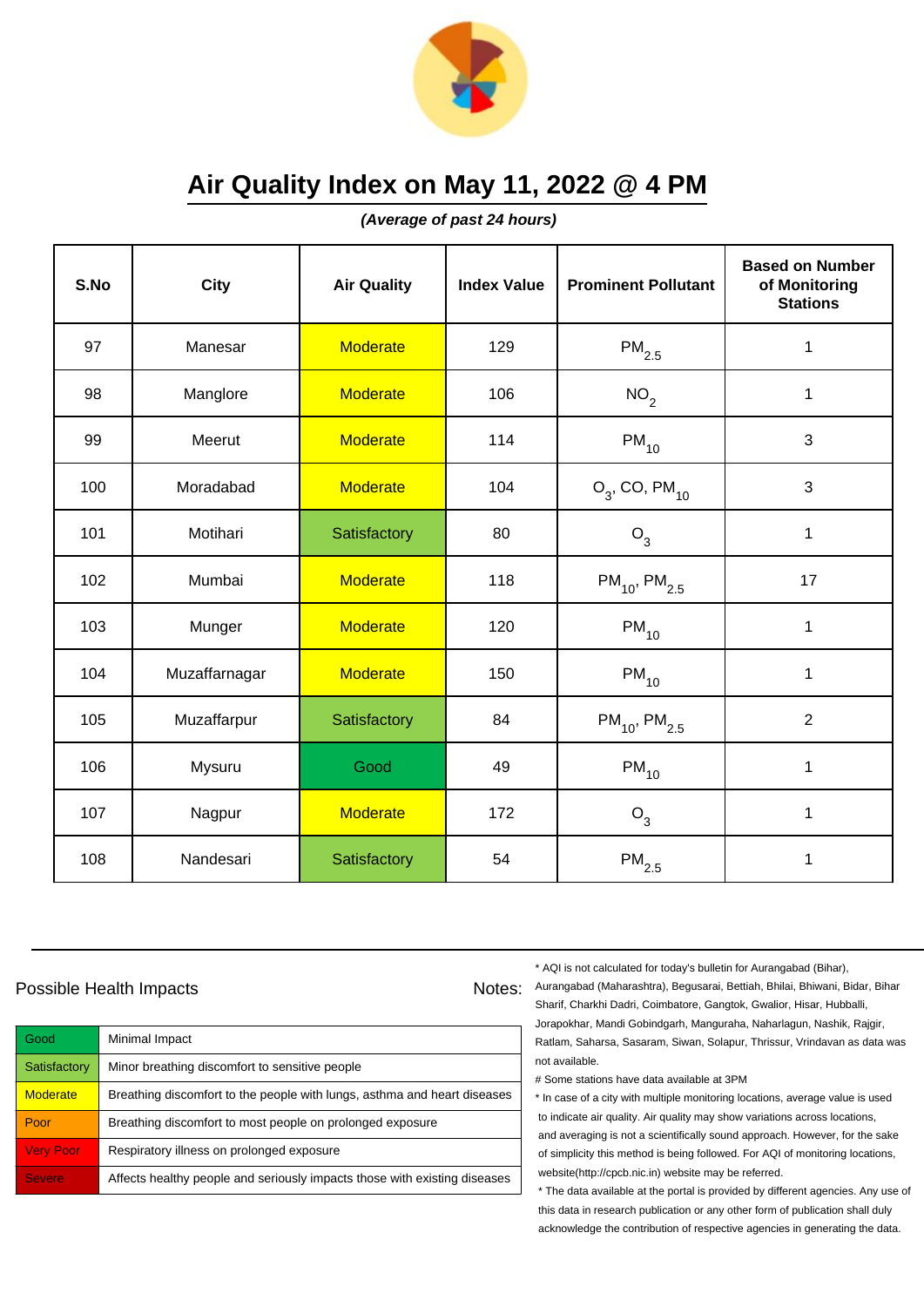# Air Quality Index on May 11, 2022 @ 4 PM

***(Average of past 24 hours)***

| S.No | City | Air Quality | Index Value | Prominent Pollutant | Based on Number of Monitoring Stations |
|---|---|---|---|---|---|
| 97 | Manesar | Moderate | 129 | $PM_{2.5}$ | 1 |
| 98 | Manglore | Moderate | 106 | $NO_2$ | 1 |
| 99 | Meerut | Moderate | 114 | $PM_{10}$ | 3 |
| 100 | Moradabad | Moderate | 104 | $O_3$, CO, $PM_{10}$ | 3 |
| 101 | Motihari | Satisfactory | 80 | $O_3$ | 1 |
| 102 | Mumbai | Moderate | 118 | $PM_{10}$, $PM_{2.5}$ | 17 |
| 103 | Munger | Moderate | 120 | $PM_{10}$ | 1 |
| 104 | Muzaffarnagar | Moderate | 150 | $PM_{10}$ | 1 |
| 105 | Muzaffarpur | Satisfactory | 84 | $PM_{10}$, $PM_{2.5}$ | 2 |
| 106 | Mysuru | Good | 49 | $PM_{10}$ | 1 |
| 107 | Nagpur | Moderate | 172 | $O_3$ | 1 |
| 108 | Nandesari | Satisfactory | 54 | $PM_{2.5}$ | 1 |

Possible Health Impacts

| | |
|---|---|
| Good | Minimal Impact |
| Satisfactory | Minor breathing discomfort to sensitive people |
| Moderate | Breathing discomfort to the people with lungs, asthma and heart diseases |
| Poor | Breathing discomfort to most people on prolonged exposure |
| Very Poor | Respiratory illness on prolonged exposure |
| Severe | Affects healthy people and seriously impacts those with existing diseases |

Notes:

* AQI is not calculated for today's bulletin for Aurangabad (Bihar), Aurangabad (Maharashtra), Begusarai, Bettiah, Bhilai, Bhiwani, Bidar, Bihar Sharif, Charkhi Dadri, Coimbatore, Gangtok, Gwalior, Hisar, Hubballi, Jorapokhar, Mandi Gobindgarh, Manguraha, Naharlagun, Nashik, Rajgir, Ratlam, Saharsa, Sasaram, Siwan, Solapur, Thrissur, Vrindavan as data was not available.

# Some stations have data available at 3PM

* In case of a city with multiple monitoring locations, average value is used to indicate air quality. Air quality may show variations across locations, and averaging is not a scientifically sound approach. However, for the sake of simplicity this method is being followed. For AQI of monitoring locations, website(http://cpcb.nic.in) website may be referred.

* The data available at the portal is provided by different agencies. Any use of this data in research publication or any other form of publication shall duly acknowledge the contribution of respective agencies in generating the data.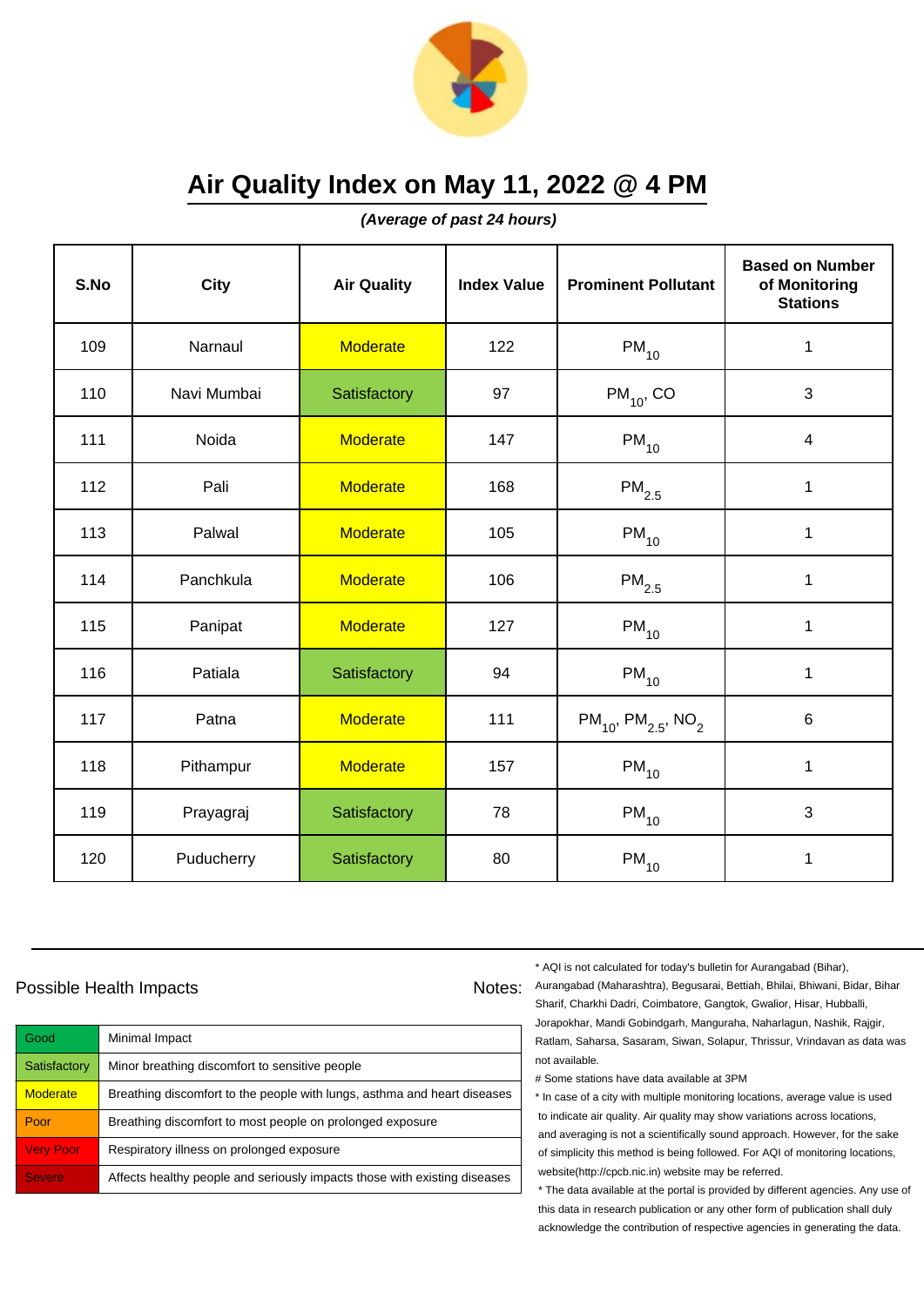# Air Quality Index on May 11, 2022 @ 4 PM

***(Average of past 24 hours)***

| S.No | City | Air Quality | Index Value | Prominent Pollutant | Based on Number of Monitoring Stations |
|---|---|---|---|---|---|
| 109 | Narnaul | Moderate | 122 | $PM_{10}$ | 1 |
| 110 | Navi Mumbai | Satisfactory | 97 | $PM_{10}$, CO | 3 |
| 111 | Noida | Moderate | 147 | $PM_{10}$ | 4 |
| 112 | Pali | Moderate | 168 | $PM_{2.5}$ | 1 |
| 113 | Palwal | Moderate | 105 | $PM_{10}$ | 1 |
| 114 | Panchkula | Moderate | 106 | $PM_{2.5}$ | 1 |
| 115 | Panipat | Moderate | 127 | $PM_{10}$ | 1 |
| 116 | Patiala | Satisfactory | 94 | $PM_{10}$ | 1 |
| 117 | Patna | Moderate | 111 | $PM_{10}$, $PM_{2.5}$, $NO_2$ | 6 |
| 118 | Pithampur | Moderate | 157 | $PM_{10}$ | 1 |
| 119 | Prayagraj | Satisfactory | 78 | $PM_{10}$ | 3 |
| 120 | Puducherry | Satisfactory | 80 | $PM_{10}$ | 1 |

Possible Health Impacts

| | |
|---|---|
| Good | Minimal Impact |
| Satisfactory | Minor breathing discomfort to sensitive people |
| Moderate | Breathing discomfort to the people with lungs, asthma and heart diseases |
| Poor | Breathing discomfort to most people on prolonged exposure |
| Very Poor | Respiratory illness on prolonged exposure |
| Severe | Affects healthy people and seriously impacts those with existing diseases |

Notes:

* AQI is not calculated for today's bulletin for Aurangabad (Bihar), Aurangabad (Maharashtra), Begusarai, Bettiah, Bhilai, Bhiwani, Bidar, Bihar Sharif, Charkhi Dadri, Coimbatore, Gangtok, Gwalior, Hisar, Hubballi, Jorapokhar, Mandi Gobindgarh, Manguraha, Naharlagun, Nashik, Rajgir, Ratlam, Saharsa, Sasaram, Siwan, Solapur, Thrissur, Vrindavan as data was not available.

# Some stations have data available at 3PM

* In case of a city with multiple monitoring locations, average value is used to indicate air quality. Air quality may show variations across locations, and averaging is not a scientifically sound approach. However, for the sake of simplicity this method is being followed. For AQI of monitoring locations, website(http://cpcb.nic.in) website may be referred.

* The data available at the portal is provided by different agencies. Any use of this data in research publication or any other form of publication shall duly acknowledge the contribution of respective agencies in generating the data.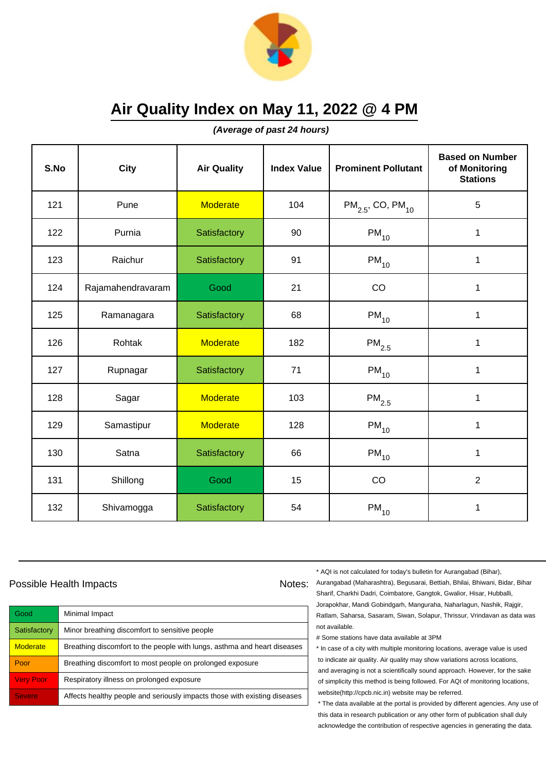# Air Quality Index on May 11, 2022 @ 4 PM

***(Average of past 24 hours)***

| S.No | City | Air Quality | Index Value | Prominent Pollutant | Based on Number of Monitoring Stations |
|---|---|---|---|---|---|
| 121 | Pune | Moderate | 104 | $PM_{2.5}$, CO, $PM_{10}$ | 5 |
| 122 | Purnia | Satisfactory | 90 | $PM_{10}$ | 1 |
| 123 | Raichur | Satisfactory | 91 | $PM_{10}$ | 1 |
| 124 | Rajamahendravaram | Good | 21 | CO | 1 |
| 125 | Ramanagara | Satisfactory | 68 | $PM_{10}$ | 1 |
| 126 | Rohtak | Moderate | 182 | $PM_{2.5}$ | 1 |
| 127 | Rupnagar | Satisfactory | 71 | $PM_{10}$ | 1 |
| 128 | Sagar | Moderate | 103 | $PM_{2.5}$ | 1 |
| 129 | Samastipur | Moderate | 128 | $PM_{10}$ | 1 |
| 130 | Satna | Satisfactory | 66 | $PM_{10}$ | 1 |
| 131 | Shillong | Good | 15 | CO | 2 |
| 132 | Shivamogga | Satisfactory | 54 | $PM_{10}$ | 1 |

Possible Health Impacts

| | |
|---|---|
| Good | Minimal Impact |
| Satisfactory | Minor breathing discomfort to sensitive people |
| Moderate | Breathing discomfort to the people with lungs, asthma and heart diseases |
| Poor | Breathing discomfort to most people on prolonged exposure |
| Very Poor | Respiratory illness on prolonged exposure |
| Severe | Affects healthy people and seriously impacts those with existing diseases |

Notes:

* AQI is not calculated for today's bulletin for Aurangabad (Bihar), Aurangabad (Maharashtra), Begusarai, Bettiah, Bhilai, Bhiwani, Bidar, Bihar Sharif, Charkhi Dadri, Coimbatore, Gangtok, Gwalior, Hisar, Hubballi, Jorapokhar, Mandi Gobindgarh, Manguraha, Naharlagun, Nashik, Rajgir, Ratlam, Saharsa, Sasaram, Siwan, Solapur, Thrissur, Vrindavan as data was not available.

# Some stations have data available at 3PM

* In case of a city with multiple monitoring locations, average value is used to indicate air quality. Air quality may show variations across locations, and averaging is not a scientifically sound approach. However, for the sake of simplicity this method is being followed. For AQI of monitoring locations, website(http://cpcb.nic.in) website may be referred.

* The data available at the portal is provided by different agencies. Any use of this data in research publication or any other form of publication shall duly acknowledge the contribution of respective agencies in generating the data.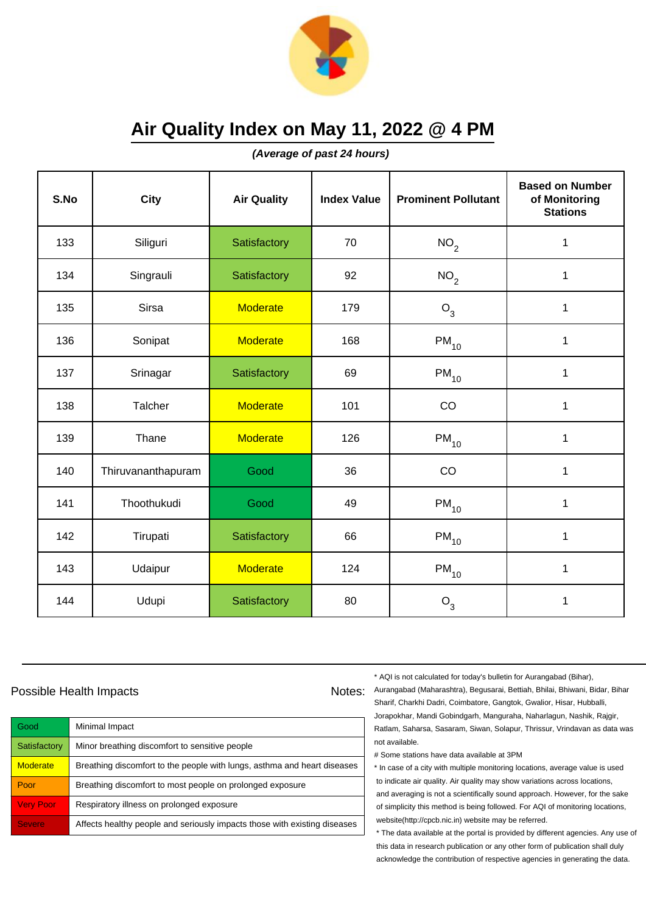# Air Quality Index on May 11, 2022 @ 4 PM

***(Average of past 24 hours)***

| S.No | City | Air Quality | Index Value | Prominent Pollutant | Based on Number of Monitoring Stations |
|---|---|---|---|---|---|
| 133 | Siliguri | Satisfactory | 70 | $NO_2$ | 1 |
| 134 | Singrauli | Satisfactory | 92 | $NO_2$ | 1 |
| 135 | Sirsa | Moderate | 179 | $O_3$ | 1 |
| 136 | Sonipat | Moderate | 168 | $PM_{10}$ | 1 |
| 137 | Srinagar | Satisfactory | 69 | $PM_{10}$ | 1 |
| 138 | Talcher | Moderate | 101 | CO | 1 |
| 139 | Thane | Moderate | 126 | $PM_{10}$ | 1 |
| 140 | Thiruvananthapuram | Good | 36 | CO | 1 |
| 141 | Thoothukudi | Good | 49 | $PM_{10}$ | 1 |
| 142 | Tirupati | Satisfactory | 66 | $PM_{10}$ | 1 |
| 143 | Udaipur | Moderate | 124 | $PM_{10}$ | 1 |
| 144 | Udupi | Satisfactory | 80 | $O_3$ | 1 |

Possible Health Impacts

| | |
|---|---|
| Good | Minimal Impact |
| Satisfactory | Minor breathing discomfort to sensitive people |
| Moderate | Breathing discomfort to the people with lungs, asthma and heart diseases |
| Poor | Breathing discomfort to most people on prolonged exposure |
| Very Poor | Respiratory illness on prolonged exposure |
| Severe | Affects healthy people and seriously impacts those with existing diseases |

Notes:

* AQI is not calculated for today's bulletin for Aurangabad (Bihar), Aurangabad (Maharashtra), Begusarai, Bettiah, Bhilai, Bhiwani, Bidar, Bihar Sharif, Charkhi Dadri, Coimbatore, Gangtok, Gwalior, Hisar, Hubballi, Jorapokhar, Mandi Gobindgarh, Manguraha, Naharlagun, Nashik, Rajgir, Ratlam, Saharsa, Sasaram, Siwan, Solapur, Thrissur, Vrindavan as data was not available.

# Some stations have data available at 3PM

* In case of a city with multiple monitoring locations, average value is used to indicate air quality. Air quality may show variations across locations, and averaging is not a scientifically sound approach. However, for the sake of simplicity this method is being followed. For AQI of monitoring locations, website(http://cpcb.nic.in) website may be referred.

* The data available at the portal is provided by different agencies. Any use of this data in research publication or any other form of publication shall duly acknowledge the contribution of respective agencies in generating the data.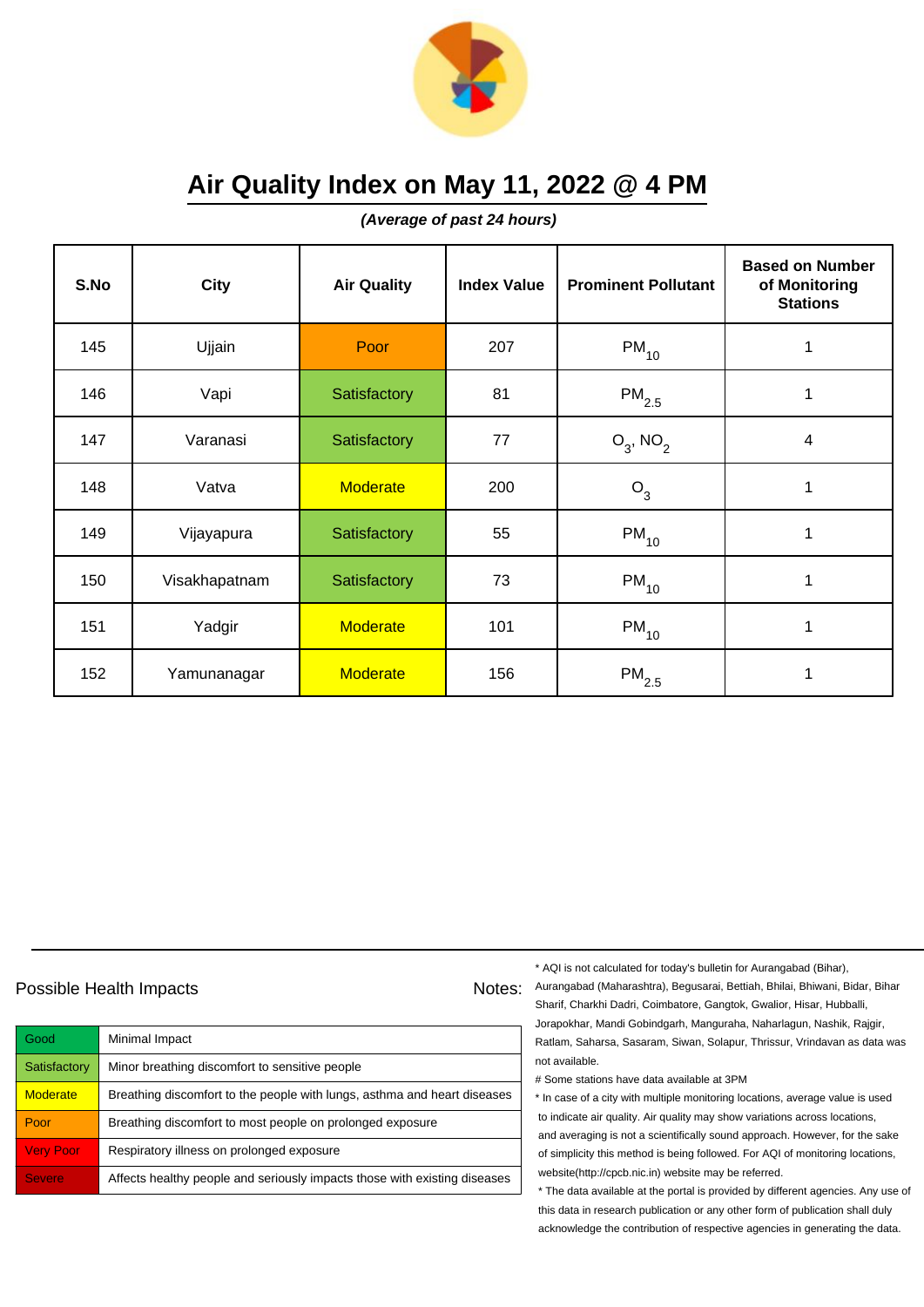# Air Quality Index on May 11, 2022 @ 4 PM

***(Average of past 24 hours)***

| S.No | City | Air Quality | Index Value | Prominent Pollutant | Based on Number of Monitoring Stations |
|---|---|---|---|---|---|
| 145 | Ujjain | Poor | 207 | $PM_{10}$ | 1 |
| 146 | Vapi | Satisfactory | 81 | $PM_{2.5}$ | 1 |
| 147 | Varanasi | Satisfactory | 77 | $O_3$, $NO_2$ | 4 |
| 148 | Vatva | Moderate | 200 | $O_3$ | 1 |
| 149 | Vijayapura | Satisfactory | 55 | $PM_{10}$ | 1 |
| 150 | Visakhapatnam | Satisfactory | 73 | $PM_{10}$ | 1 |
| 151 | Yadgir | Moderate | 101 | $PM_{10}$ | 1 |
| 152 | Yamunanagar | Moderate | 156 | $PM_{2.5}$ | 1 |

Possible Health Impacts

| | |
|---|---|
| Good | Minimal Impact |
| Satisfactory | Minor breathing discomfort to sensitive people |
| Moderate | Breathing discomfort to the people with lungs, asthma and heart diseases |
| Poor | Breathing discomfort to most people on prolonged exposure |
| Very Poor | Respiratory illness on prolonged exposure |
| Severe | Affects healthy people and seriously impacts those with existing diseases |

Notes:

* AQI is not calculated for today's bulletin for Aurangabad (Bihar), Aurangabad (Maharashtra), Begusarai, Bettiah, Bhilai, Bhiwani, Bidar, Bihar Sharif, Charkhi Dadri, Coimbatore, Gangtok, Gwalior, Hisar, Hubballi, Jorapokhar, Mandi Gobindgarh, Manguraha, Naharlagun, Nashik, Rajgir, Ratlam, Saharsa, Sasaram, Siwan, Solapur, Thrissur, Vrindavan as data was not available.

# Some stations have data available at 3PM

* In case of a city with multiple monitoring locations, average value is used to indicate air quality. Air quality may show variations across locations, and averaging is not a scientifically sound approach. However, for the sake of simplicity this method is being followed. For AQI of monitoring locations, website(http://cpcb.nic.in) website may be referred.

* The data available at the portal is provided by different agencies. Any use of this data in research publication or any other form of publication shall duly acknowledge the contribution of respective agencies in generating the data.